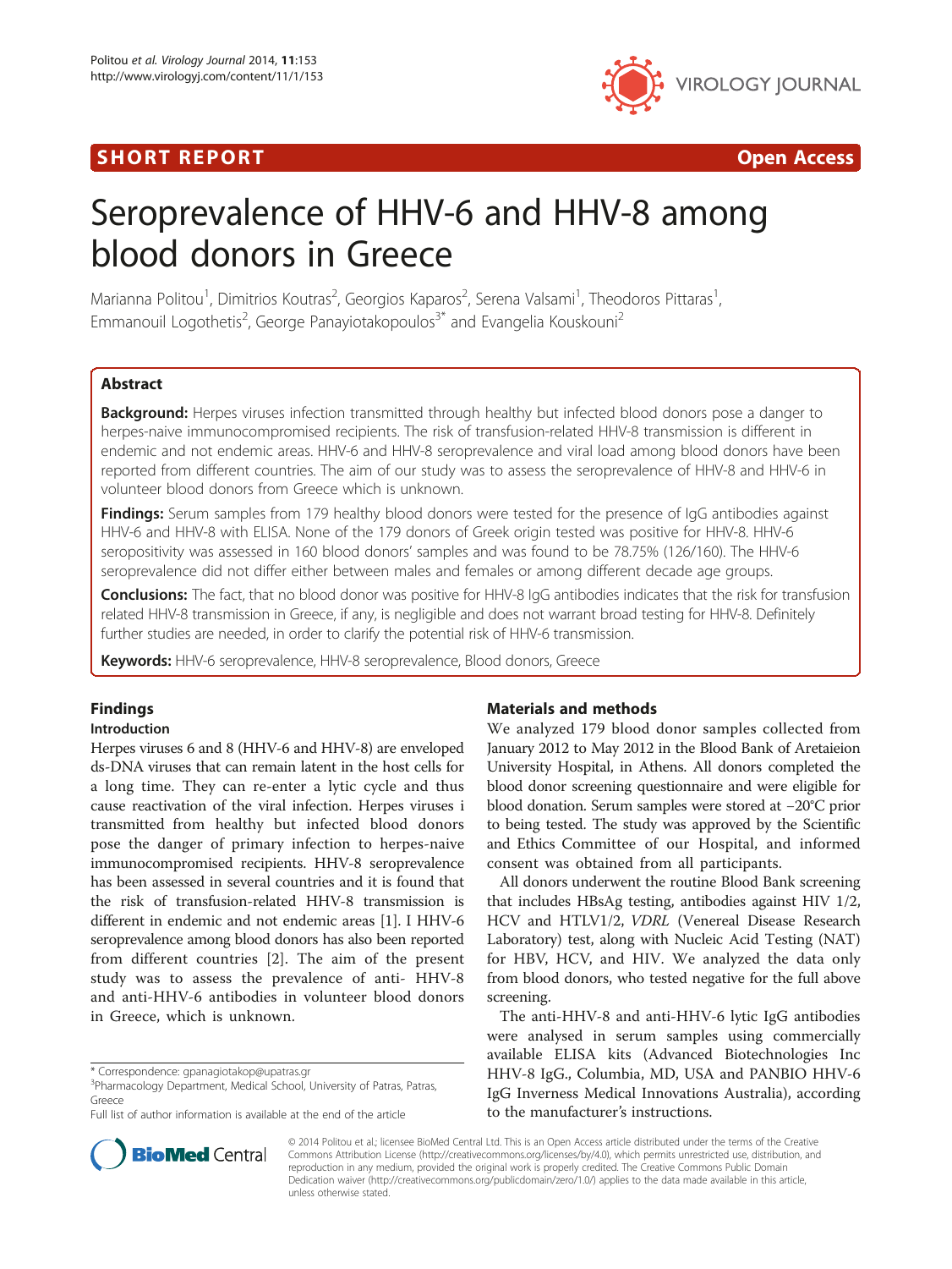SHORT REPORT

Open Access

# Seroprevalence of HHV-6 and HHV-8 among blood donors in Greece

Marianna Politou[1], Dimitrios Koutras[2], Georgios Kaparos[2], Serena Valsami[1], Theodoros Pittaras[1], Emmanouil Logothetis[2], George Panayiotakopoulos[3*] and Evangelia Kouskouni[2]

## Abstract

**Background:** Herpes viruses infection transmitted through healthy but infected blood donors pose a danger to herpes-naive immunocompromised recipients. The risk of transfusion-related HHV-8 transmission is different in endemic and not endemic areas. HHV-6 and HHV-8 seroprevalence and viral load among blood donors have been reported from different countries. The aim of our study was to assess the seroprevalence of HHV-8 and HHV-6 in volunteer blood donors from Greece which is unknown.

**Findings:** Serum samples from 179 healthy blood donors were tested for the presence of IgG antibodies against HHV-6 and HHV-8 with ELISA. None of the 179 donors of Greek origin tested was positive for HHV-8. HHV-6 seropositivity was assessed in 160 blood donors' samples and was found to be 78.75% (126/160). The HHV-6 seroprevalence did not differ either between males and females or among different decade age groups.

**Conclusions:** The fact, that no blood donor was positive for HHV-8 IgG antibodies indicates that the risk for transfusion related HHV-8 transmission in Greece, if any, is negligible and does not warrant broad testing for HHV-8. Definitely further studies are needed, in order to clarify the potential risk of HHV-6 transmission.

**Keywords:** HHV-6 seroprevalence, HHV-8 seroprevalence, Blood donors, Greece

## Findings

### Introduction

Herpes viruses 6 and 8 (HHV-6 and HHV-8) are enveloped ds-DNA viruses that can remain latent in the host cells for a long time. They can re-enter a lytic cycle and thus cause reactivation of the viral infection. Herpes viruses i transmitted from healthy but infected blood donors pose the danger of primary infection to herpes-naive immunocompromised recipients. HHV-8 seroprevalence has been assessed in several countries and it is found that the risk of transfusion-related HHV-8 transmission is different in endemic and not endemic areas [1]. I HHV-6 seroprevalence among blood donors has also been reported from different countries [2]. The aim of the present study was to assess the prevalence of anti- HHV-8 and anti-HHV-6 antibodies in volunteer blood donors in Greece, which is unknown.

## Materials and methods

We analyzed 179 blood donor samples collected from January 2012 to May 2012 in the Blood Bank of Aretaieion University Hospital, in Athens. All donors completed the blood donor screening questionnaire and were eligible for blood donation. Serum samples were stored at −20°C prior to being tested. The study was approved by the Scientific and Ethics Committee of our Hospital, and informed consent was obtained from all participants.

All donors underwent the routine Blood Bank screening that includes HBsAg testing, antibodies against HIV 1/2, HCV and HTLV1/2, *VDRL* (Venereal Disease Research Laboratory) test, along with Nucleic Acid Testing (NAT) for HBV, HCV, and HIV. We analyzed the data only from blood donors, who tested negative for the full above screening.

The anti-HHV-8 and anti-HHV-6 lytic IgG antibodies were analysed in serum samples using commercially available ELISA kits (Advanced Biotechnologies Inc HHV-8 IgG., Columbia, MD, USA and PANBIO HHV-6 IgG Inverness Medical Innovations Australia), according to the manufacturer's instructions.

\* Correspondence: gpanagiotakop@upatras.gr
[3]Pharmacology Department, Medical School, University of Patras, Patras, Greece
Full list of author information is available at the end of the article

© 2014 Politou et al.; licensee BioMed Central Ltd. This is an Open Access article distributed under the terms of the Creative Commons Attribution License (http://creativecommons.org/licenses/by/4.0), which permits unrestricted use, distribution, and reproduction in any medium, provided the original work is properly credited. The Creative Commons Public Domain Dedication waiver (http://creativecommons.org/publicdomain/zero/1.0/) applies to the data made available in this article, unless otherwise stated.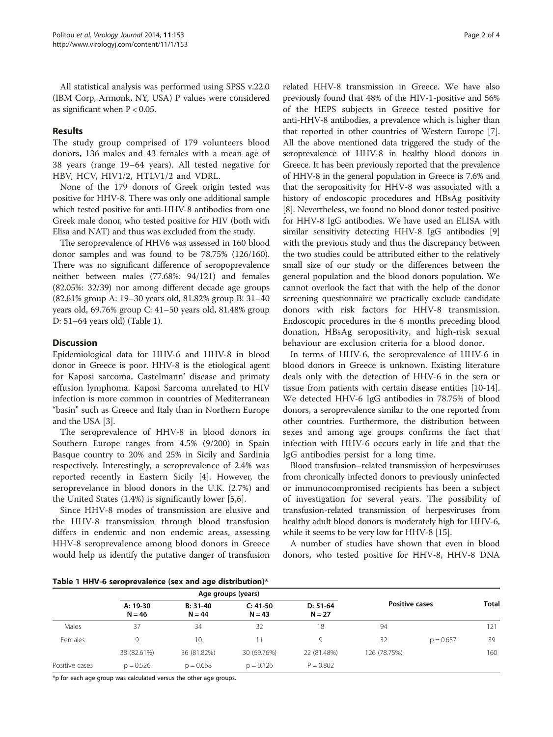All statistical analysis was performed using SPSS v.22.0 (IBM Corp, Armonk, NY, USA) P values were considered as significant when $P < 0.05$.

## Results

The study group comprised of 179 volunteers blood donors, 136 males and 43 females with a mean age of 38 years (range 19–64 years). All tested negative for HBV, HCV, HIV1/2, HTLV1/2 and VDRL.

None of the 179 donors of Greek origin tested was positive for HHV-8. There was only one additional sample which tested positive for anti-HHV-8 antibodies from one Greek male donor, who tested positive for HIV (both with Elisa and NAT) and thus was excluded from the study.

The seroprevalence of HHV6 was assessed in 160 blood donor samples and was found to be 78.75% (126/160). There was no significant difference of seropoprevalence neither between males (77.68%: 94/121) and females (82.05%: 32/39) nor among different decade age groups (82.61% group A: 19–30 years old, 81.82% group B: 31–40 years old, 69.76% group C: 41–50 years old, 81.48% group D: 51–64 years old) (Table 1).

## Discussion

Epidemiological data for HHV-6 and HHV-8 in blood donor in Greece is poor. HHV-8 is the etiological agent for Kaposi sarcoma, Castelmann' disease and primaty effusion lymphoma. Kaposi Sarcoma unrelated to HIV infection is more common in countries of Mediterranean "basin" such as Greece and Italy than in Northern Europe and the USA [3].

The seroprevalence of HHV-8 in blood donors in Southern Europe ranges from 4.5% (9/200) in Spain Basque country to 20% and 25% in Sicily and Sardinia respectively. Interestingly, a seroprevalence of 2.4% was reported recently in Eastern Sicily [4]. However, the seroprevelance in blood donors in the U.K. (2.7%) and the United States (1.4%) is significantly lower [5,6].

Since HHV-8 modes of transmission are elusive and the HHV-8 transmission through blood transfusion differs in endemic and non endemic areas, assessing HHV-8 seroprevalence among blood donors in Greece would help us identify the putative danger of transfusion related HHV-8 transmission in Greece. We have also previously found that 48% of the HIV-1-positive and 56% of the HEPS subjects in Greece tested positive for anti-HHV-8 antibodies, a prevalence which is higher than that reported in other countries of Western Europe [7]. All the above mentioned data triggered the study of the seroprevalence of HHV-8 in healthy blood donors in Greece. It has been previously reported that the prevalence of HHV-8 in the general population in Greece is 7.6% and that the seropositivity for HHV-8 was associated with a history of endoscopic procedures and HBsAg positivity [8]. Nevertheless, we found no blood donor tested positive for HHV-8 IgG antibodies. We have used an ELISA with similar sensitivity detecting HHV-8 IgG antibodies [9] with the previous study and thus the discrepancy between the two studies could be attributed either to the relatively small size of our study or the differences between the general population and the blood donors population. We cannot overlook the fact that with the help of the donor screening questionnaire we practically exclude candidate donors with risk factors for HHV-8 transmission. Endoscopic procedures in the 6 months preceding blood donation, HBsAg seropositivity, and high-risk sexual behaviour are exclusion criteria for a blood donor.

In terms of HHV-6, the seroprevalence of HHV-6 in blood donors in Greece is unknown. Existing literature deals only with the detection of HHV-6 in the sera or tissue from patients with certain disease entities [10-14]. We detected HHV-6 IgG antibodies in 78.75% of blood donors, a seroprevalence similar to the one reported from other countries. Furthermore, the distribution between sexes and among age groups confirms the fact that infection with HHV-6 occurs early in life and that the IgG antibodies persist for a long time.

Blood transfusion–related transmission of herpesviruses from chronically infected donors to previously uninfected or immunocompromised recipients has been a subject of investigation for several years. The possibility of transfusion-related transmission of herpesviruses from healthy adult blood donors is moderately high for HHV-6, while it seems to be very low for HHV-8 [15].

A number of studies have shown that even in blood donors, who tested positive for HHV-8, HHV-8 DNA

**Table 1 HHV-6 seroprevalence (sex and age distribution)***

| | Age groups (years) | | | | Positive cases | | Total |
|---|---|---|---|---|---|---|---|
| | A: 19-30 N = 46 | B: 31-40 N = 44 | C: 41-50 N = 43 | D: 51-64 N = 27 | | | |
| Males | 37 | 34 | 32 | 18 | 94 | | 121 |
| Females | 9 | 10 | 11 | 9 | 32 | p = 0.657 | 39 |
| | 38 (82.61%) | 36 (81.82%) | 30 (69.76%) | 22 (81.48%) | 126 (78.75%) | | 160 |
| Positive cases | p = 0.526 | p = 0.668 | p = 0.126 | P = 0.802 | | | |

*p for each age group was calculated versus the other age groups.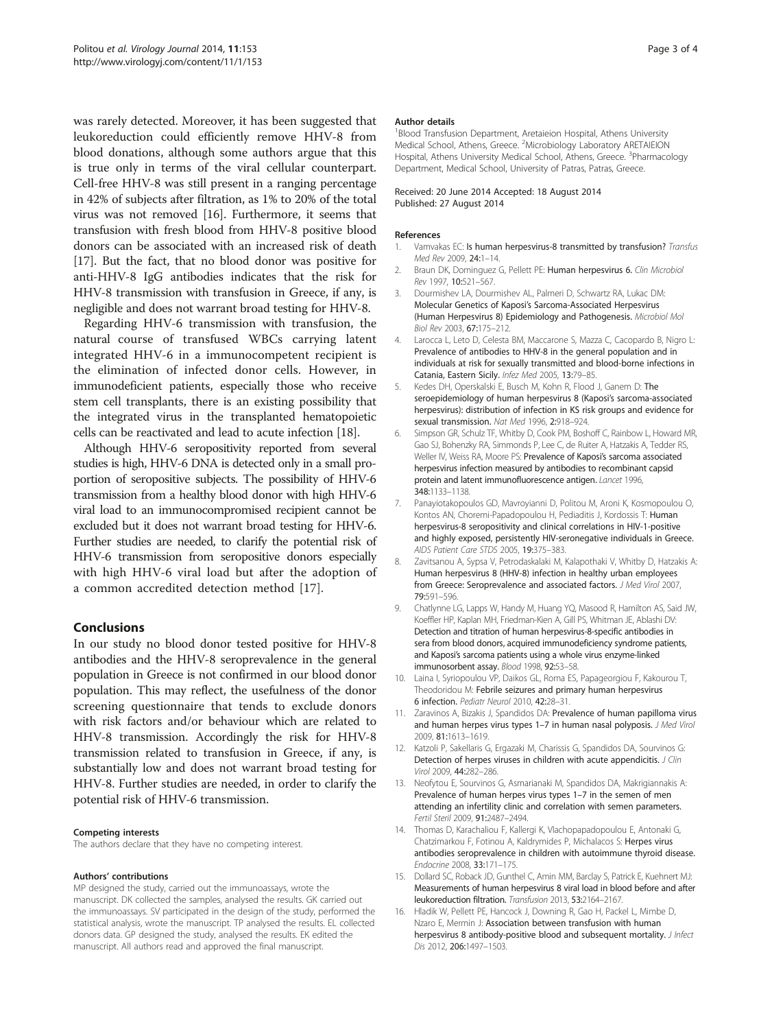was rarely detected. Moreover, it has been suggested that leukoreduction could efficiently remove HHV-8 from blood donations, although some authors argue that this is true only in terms of the viral cellular counterpart. Cell-free HHV-8 was still present in a ranging percentage in 42% of subjects after filtration, as 1% to 20% of the total virus was not removed [16]. Furthermore, it seems that transfusion with fresh blood from HHV-8 positive blood donors can be associated with an increased risk of death [17]. But the fact, that no blood donor was positive for anti-HHV-8 IgG antibodies indicates that the risk for HHV-8 transmission with transfusion in Greece, if any, is negligible and does not warrant broad testing for HHV-8.

Regarding HHV-6 transmission with transfusion, the natural course of transfused WBCs carrying latent integrated HHV-6 in a immunocompetent recipient is the elimination of infected donor cells. However, in immunodeficient patients, especially those who receive stem cell transplants, there is an existing possibility that the integrated virus in the transplanted hematopoietic cells can be reactivated and lead to acute infection [18].

Although HHV-6 seropositivity reported from several studies is high, HHV-6 DNA is detected only in a small proportion of seropositive subjects. The possibility of HHV-6 transmission from a healthy blood donor with high HHV-6 viral load to an immunocompromised recipient cannot be excluded but it does not warrant broad testing for HHV-6. Further studies are needed, to clarify the potential risk of HHV-6 transmission from seropositive donors especially with high HHV-6 viral load but after the adoption of a common accredited detection method [17].

## Conclusions

In our study no blood donor tested positive for HHV-8 antibodies and the HHV-8 seroprevalence in the general population in Greece is not confirmed in our blood donor population. This may reflect, the usefulness of the donor screening questionnaire that tends to exclude donors with risk factors and/or behaviour which are related to HHV-8 transmission. Accordingly the risk for HHV-8 transmission related to transfusion in Greece, if any, is substantially low and does not warrant broad testing for HHV-8. Further studies are needed, in order to clarify the potential risk of HHV-6 transmission.

#### Competing interests

The authors declare that they have no competing interest.

#### Authors' contributions

MP designed the study, carried out the immunoassays, wrote the manuscript. DK collected the samples, analysed the results. GK carried out the immunoassays. SV participated in the design of the study, performed the statistical analysis, wrote the manuscript. TP analysed the results. EL collected donors data. GP designed the study, analysed the results. EK edited the manuscript. All authors read and approved the final manuscript.

#### Author details

[1]Blood Transfusion Department, Aretaieion Hospital, Athens University Medical School, Athens, Greece. [2]Microbiology Laboratory ARETAIEION Hospital, Athens University Medical School, Athens, Greece. [3]Pharmacology Department, Medical School, University of Patras, Patras, Greece.

Received: 20 June 2014 Accepted: 18 August 2014
Published: 27 August 2014

#### References

1. Vamvakas EC: **Is human herpesvirus-8 transmitted by transfusion?** *Transfus Med Rev* 2009, **24:**1–14.
2. Braun DK, Dominguez G, Pellett PE: **Human herpesvirus 6.** *Clin Microbiol Rev* 1997, **10:**521–567.
3. Dourmishev LA, Dourmishev AL, Palmeri D, Schwartz RA, Lukac DM: **Molecular Genetics of Kaposi's Sarcoma-Associated Herpesvirus (Human Herpesvirus 8) Epidemiology and Pathogenesis.** *Microbiol Mol Biol Rev* 2003, **67:**175–212.
4. Larocca L, Leto D, Celesta BM, Maccarone S, Mazza C, Cacopardo B, Nigro L: **Prevalence of antibodies to HHV-8 in the general population and in individuals at risk for sexually transmitted and blood-borne infections in Catania, Eastern Sicily.** *Infez Med* 2005, **13:**79–85.
5. Kedes DH, Operskalski E, Busch M, Kohn R, Flood J, Ganem D: **The seroepidemiology of human herpesvirus 8 (Kaposi's sarcoma-associated herpesvirus): distribution of infection in KS risk groups and evidence for sexual transmission.** *Nat Med* 1996, **2:**918–924.
6. Simpson GR, Schulz TF, Whitby D, Cook PM, Boshoff C, Rainbow L, Howard MR, Gao SJ, Bohenzky RA, Simmonds P, Lee C, de Ruiter A, Hatzakis A, Tedder RS, Weller IV, Weiss RA, Moore PS: **Prevalence of Kaposi's sarcoma associated herpesvirus infection measured by antibodies to recombinant capsid protein and latent immunofluorescence antigen.** *Lancet* 1996, **348:**1133–1138.
7. Panayiotakopoulos GD, Mavroyianni D, Politou M, Aroni K, Kosmopoulou O, Kontos AN, Choremi-Papadopoulou H, Pediaditis J, Kordossis T: **Human herpesvirus-8 seropositivity and clinical correlations in HIV-1-positive and highly exposed, persistently HIV-seronegative individuals in Greece.** *AIDS Patient Care STDS* 2005, **19:**375–383.
8. Zavitsanou A, Sypsa V, Petrodaskalaki M, Kalapothaki V, Whitby D, Hatzakis A: **Human herpesvirus 8 (HHV-8) infection in healthy urban employees from Greece: Seroprevalence and associated factors.** *J Med Virol* 2007, **79:**591–596.
9. Chatlynne LG, Lapps W, Handy M, Huang YQ, Masood R, Hamilton AS, Said JW, Koeffler HP, Kaplan MH, Friedman-Kien A, Gill PS, Whitman JE, Ablashi DV: **Detection and titration of human herpesvirus-8-specific antibodies in sera from blood donors, acquired immunodeficiency syndrome patients, and Kaposi's sarcoma patients using a whole virus enzyme-linked immunosorbent assay.** *Blood* 1998, **92:**53–58.
10. Laina I, Syriopoulou VP, Daikos GL, Roma ES, Papageorgiou F, Kakourou T, Theodoridou M: **Febrile seizures and primary human herpesvirus 6 infection.** *Pediatr Neurol* 2010, **42:**28–31.
11. Zaravinos A, Bizakis J, Spandidos DA: **Prevalence of human papilloma virus and human herpes virus types 1–7 in human nasal polyposis.** *J Med Virol* 2009, **81:**1613–1619.
12. Katzoli P, Sakellaris G, Ergazaki M, Charissis G, Spandidos DA, Sourvinos G: **Detection of herpes viruses in children with acute appendicitis.** *J Clin Virol* 2009, **44:**282–286.
13. Neofytou E, Sourvinos G, Asmarianaki M, Spandidos DA, Makrigiannakis A: **Prevalence of human herpes virus types 1–7 in the semen of men attending an infertility clinic and correlation with semen parameters.** *Fertil Steril* 2009, **91:**2487–2494.
14. Thomas D, Karachaliou F, Kallergi K, Vlachopapadopoulou E, Antonaki G, Chatzimarkou F, Fotinou A, Kaldrymides P, Michalacos S: **Herpes virus antibodies seroprevalence in children with autoimmune thyroid disease.** *Endocrine* 2008, **33:**171–175.
15. Dollard SC, Roback JD, Gunthel C, Amin MM, Barclay S, Patrick E, Kuehnert MJ: **Measurements of human herpesvirus 8 viral load in blood before and after leukoreduction filtration.** *Transfusion* 2013, **53:**2164–2167.
16. Hladik W, Pellett PE, Hancock J, Downing R, Gao H, Packel L, Mimbe D, Nzaro E, Mermin J: **Association between transfusion with human herpesvirus 8 antibody-positive blood and subsequent mortality.** *J Infect Dis* 2012, **206:**1497–1503.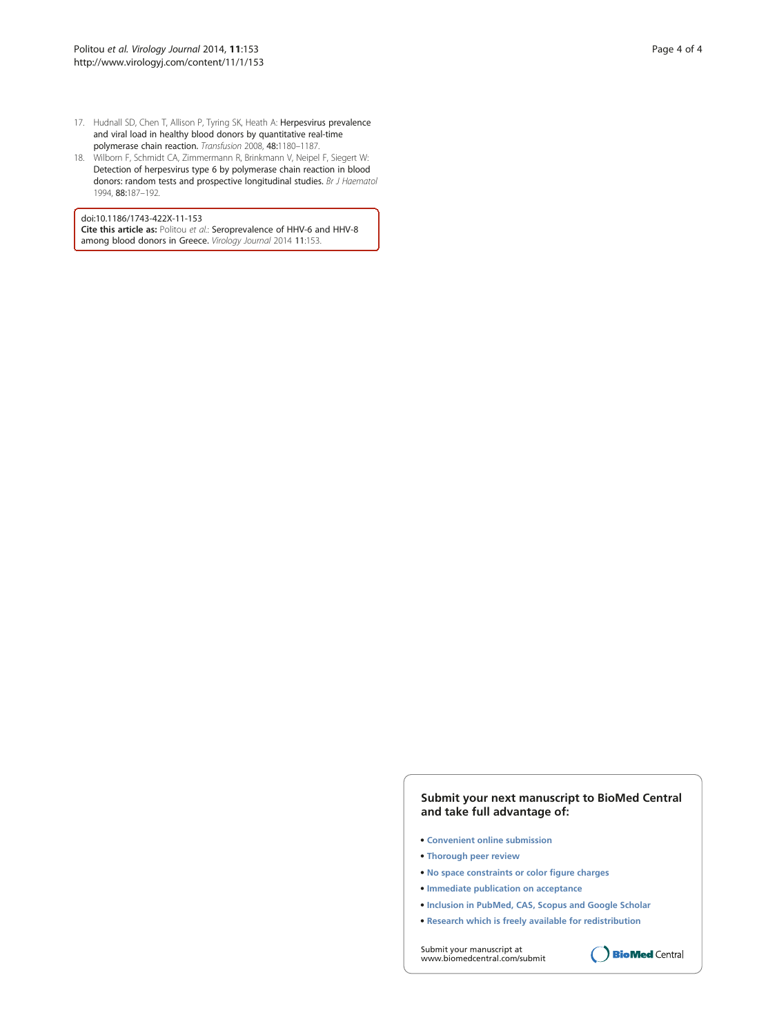17. Hudnall SD, Chen T, Allison P, Tyring SK, Heath A: **Herpesvirus prevalence and viral load in healthy blood donors by quantitative real-time polymerase chain reaction.** *Transfusion* 2008, **48:**1180–1187.
18. Wilborn F, Schmidt CA, Zimmermann R, Brinkmann V, Neipel F, Siegert W: **Detection of herpesvirus type 6 by polymerase chain reaction in blood donors: random tests and prospective longitudinal studies.** *Br J Haematol* 1994, **88:**187–192.

doi:10.1186/1743-422X-11-153
**Cite this article as:** Politou *et al.*: Seroprevalence of HHV-6 and HHV-8 among blood donors in Greece. *Virology Journal* 2014 **11**:153.

**Submit your next manuscript to BioMed Central and take full advantage of:**

- **Convenient online submission**
- **Thorough peer review**
- **No space constraints or color figure charges**
- **Immediate publication on acceptance**
- **Inclusion in PubMed, CAS, Scopus and Google Scholar**
- **Research which is freely available for redistribution**

Submit your manuscript at
www.biomedcentral.com/submit

**BioMed** Central